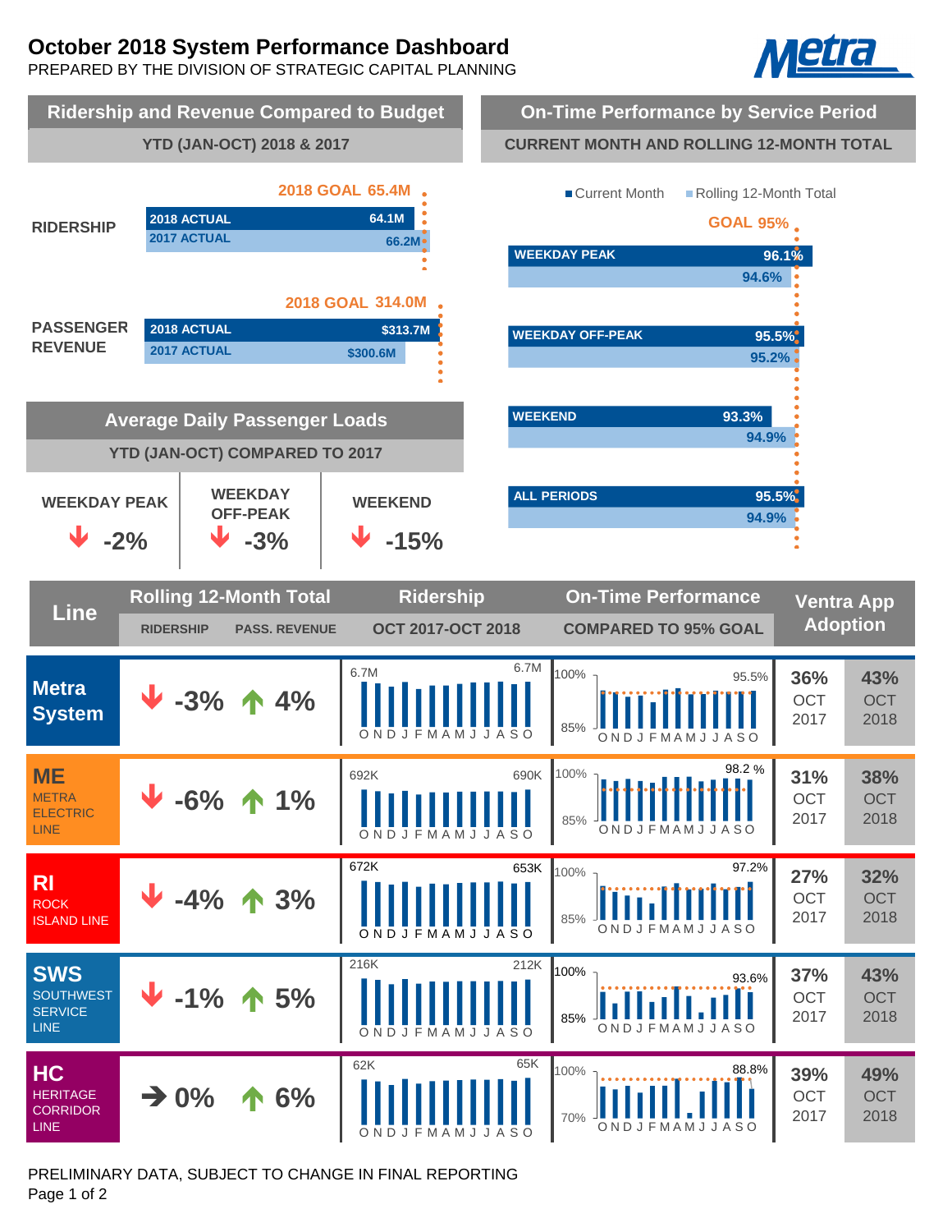# October 2018 System Performance Dashboard

PREPARED BY THE DIVISION OF STRATEGIC CAPITAL PLANNING

## Ridership and Revenue Compared to Budget

**YTD (JAN-OCT) 2018 & 2017**

| | 2018 Goal | 2018 Actual | 2017 Actual |
|---|---|---|---|
| RIDERSHIP | 65.4M | 64.1M | 66.2M |
| PASSENGER REVENUE | 314.0M | $313.7M | $300.6M |

## On-Time Performance by Service Period

**CURRENT MONTH AND ROLLING 12-MONTH TOTAL**

GOAL 95%

| Service Period | Current Month | Rolling 12-Month Total |
|---|---|---|
| WEEKDAY PEAK | 96.1% | 94.6% |
| WEEKDAY OFF-PEAK | 95.5% | 95.2% |
| WEEKEND | 93.3% | 94.9% |
| ALL PERIODS | 95.5% | 94.9% |

## Average Daily Passenger Loads

**YTD (JAN-OCT) COMPARED TO 2017**

| WEEKDAY PEAK | WEEKDAY OFF-PEAK | WEEKEND |
|---|---|---|
| ↓ -2% | ↓ -3% | ↓ -15% |

## Line Performance

| Line | Rolling 12-Month Total: Ridership | Rolling 12-Month Total: Pass. Revenue | Ridership (Oct 2017–Oct 2018) | On-Time Performance (Compared to 95% Goal) | Ventra App Adoption: Oct 2017 | Ventra App Adoption: Oct 2018 |
|---|---|---|---|---|---|---|
| Metra System | ↓ -3% | ↑ 4% | 6.7M – 6.7M | 95.5% | 36% | 43% |
| ME (Metra Electric Line) | ↓ -6% | ↑ 1% | 692K – 690K | 98.2 % | 31% | 38% |
| RI (Rock Island Line) | ↓ -4% | ↑ 3% | 672K – 653K | 97.2% | 27% | 32% |
| SWS (SouthWest Service Line) | ↓ -1% | ↑ 5% | 216K – 212K | 93.6% | 37% | 43% |
| HC (Heritage Corridor Line) | → 0% | ↑ 6% | 62K – 65K | 88.8% | 39% | 49% |

PRELIMINARY DATA, SUBJECT TO CHANGE IN FINAL REPORTING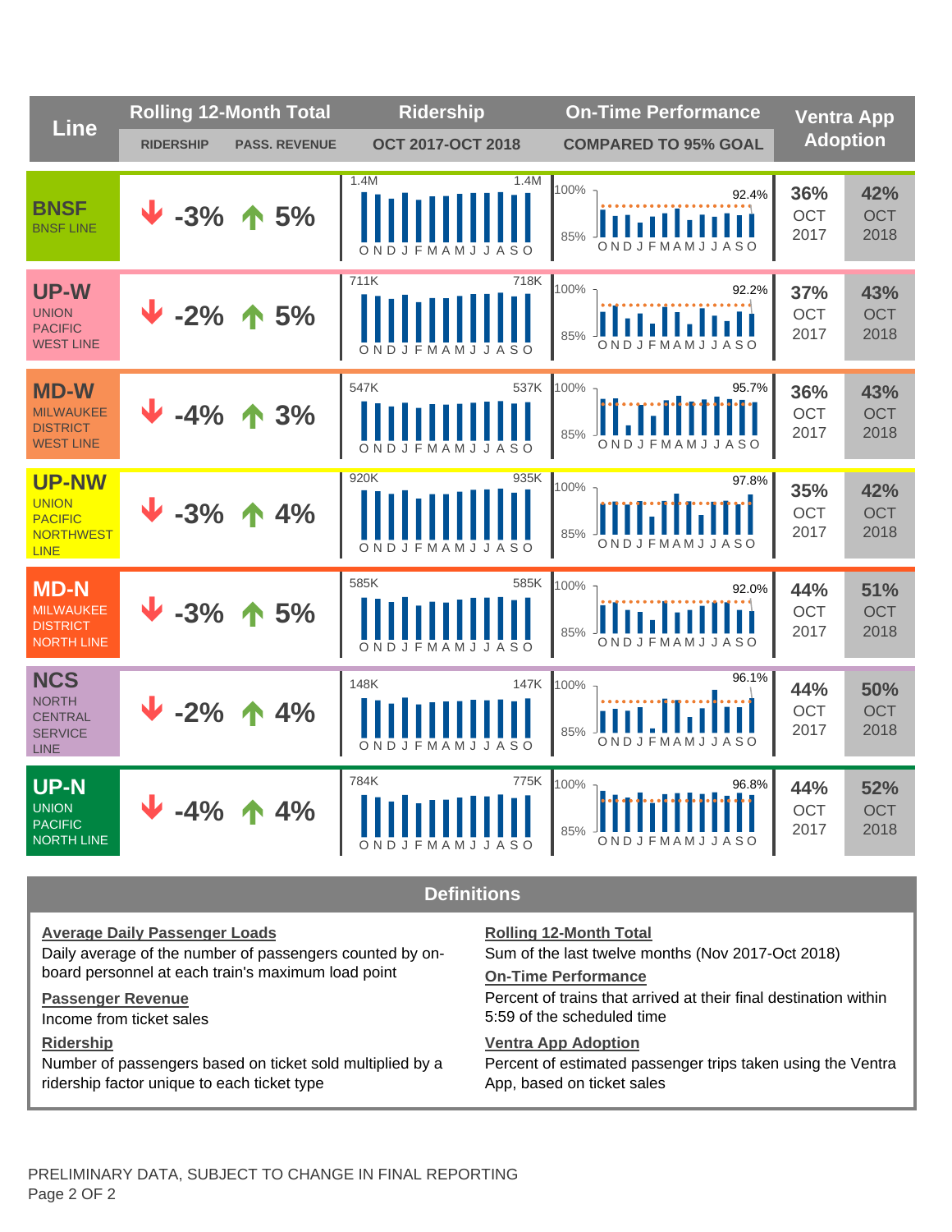| Line | Rolling 12-Month Total | | Ridership | On-Time Performance | Ventra App Adoption | |
|---|---|---|---|---|---|---|
| | RIDERSHIP | PASS. REVENUE | OCT 2017-OCT 2018 | COMPARED TO 95% GOAL | | |
| **BNSF** BNSF LINE | -3% | 5% | 1.4M … 1.4M | 92.4% | **36%** OCT 2017 | **42%** OCT 2018 |
| **UP-W** UNION PACIFIC WEST LINE | -2% | 5% | 711K … 718K | 92.2% | **37%** OCT 2017 | **43%** OCT 2018 |
| **MD-W** MILWAUKEE DISTRICT WEST LINE | -4% | 3% | 547K … 537K | 95.7% | **36%** OCT 2017 | **43%** OCT 2018 |
| **UP-NW** UNION PACIFIC NORTHWEST LINE | -3% | 4% | 920K … 935K | 97.8% | **35%** OCT 2017 | **42%** OCT 2018 |
| **MD-N** MILWAUKEE DISTRICT NORTH LINE | -3% | 5% | 585K … 585K | 92.0% | **44%** OCT 2017 | **51%** OCT 2018 |
| **NCS** NORTH CENTRAL SERVICE LINE | -2% | 4% | 148K … 147K | 96.1% | **44%** OCT 2017 | **50%** OCT 2018 |
| **UP-N** UNION PACIFIC NORTH LINE | -4% | 4% | 784K … 775K | 96.8% | **44%** OCT 2017 | **52%** OCT 2018 |

Ridership chart axis: O N D J F M A M J J A S O

On-Time Performance chart axis: 100%, 85%; O N D J F M A M J J A S O

## Definitions

**Average Daily Passenger Loads**
Daily average of the number of passengers counted by on-board personnel at each train's maximum load point

**Passenger Revenue**
Income from ticket sales

**Ridership**
Number of passengers based on ticket sold multiplied by a ridership factor unique to each ticket type

**Rolling 12-Month Total**
Sum of the last twelve months (Nov 2017-Oct 2018)

**On-Time Performance**
Percent of trains that arrived at their final destination within 5:59 of the scheduled time

**Ventra App Adoption**
Percent of estimated passenger trips taken using the Ventra App, based on ticket sales

PRELIMINARY DATA, SUBJECT TO CHANGE IN FINAL REPORTING